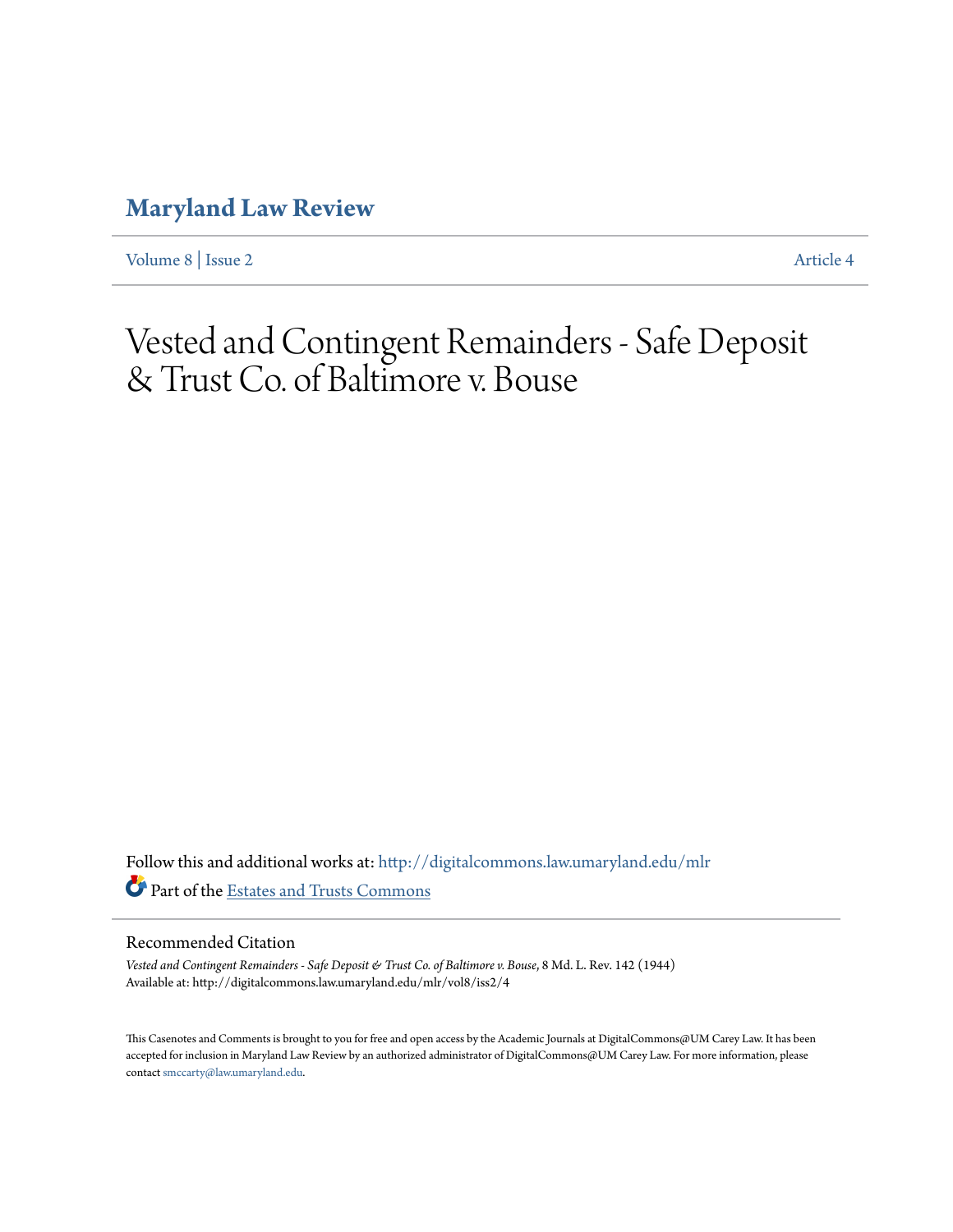# Maryland Law Review

Volume 8 | Issue 2 Article 4

# Vested and Contingent Remainders - Safe Deposit & Trust Co. of Baltimore v. Bouse

Follow this and additional works at: http://digitalcommons.law.umaryland.edu/mlr

Part of the Estates and Trusts Commons

## Recommended Citation

*Vested and Contingent Remainders - Safe Deposit & Trust Co. of Baltimore v. Bouse*, 8 Md. L. Rev. 142 (1944)
Available at: http://digitalcommons.law.umaryland.edu/mlr/vol8/iss2/4

This Casenotes and Comments is brought to you for free and open access by the Academic Journals at DigitalCommons@UM Carey Law. It has been accepted for inclusion in Maryland Law Review by an authorized administrator of DigitalCommons@UM Carey Law. For more information, please contact smccarty@law.umaryland.edu.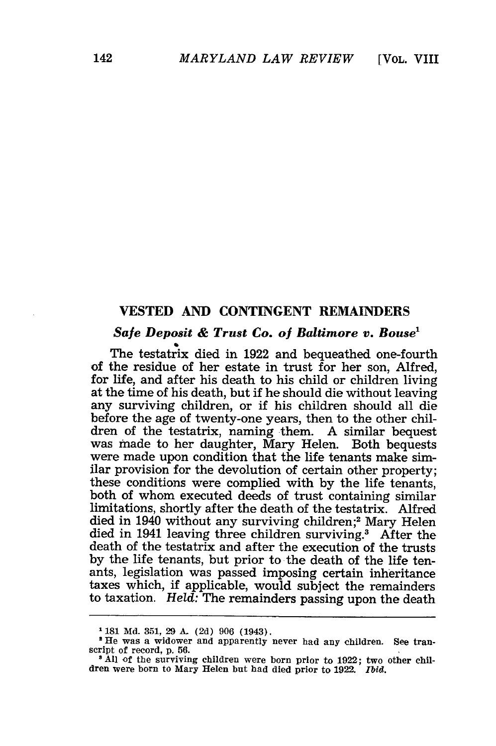## VESTED AND CONTINGENT REMAINDERS

### *Safe Deposit & Trust Co. of Baltimore v. Bouse*[1]

The testatrix died in 1922 and bequeathed one-fourth of the residue of her estate in trust for her son, Alfred, for life, and after his death to his child or children living at the time of his death, but if he should die without leaving any surviving children, or if his children should all die before the age of twenty-one years, then to the other children of the testatrix, naming them. A similar bequest was made to her daughter, Mary Helen. Both bequests were made upon condition that the life tenants make similar provision for the devolution of certain other property; these conditions were complied with by the life tenants, both of whom executed deeds of trust containing similar limitations, shortly after the death of the testatrix. Alfred died in 1940 without any surviving children;[2] Mary Helen died in 1941 leaving three children surviving.[3] After the death of the testatrix and after the execution of the trusts by the life tenants, but prior to the death of the life tenants, legislation was passed imposing certain inheritance taxes which, if applicable, would subject the remainders to taxation. *Held:* The remainders passing upon the death

---

[1] 181 Md. 351, 29 A. (2d) 906 (1943).

[2] He was a widower and apparently never had any children. See transcript of record, p. 56.

[3] All of the surviving children were born prior to 1922; two other children were born to Mary Helen but had died prior to 1922. *Ibid.*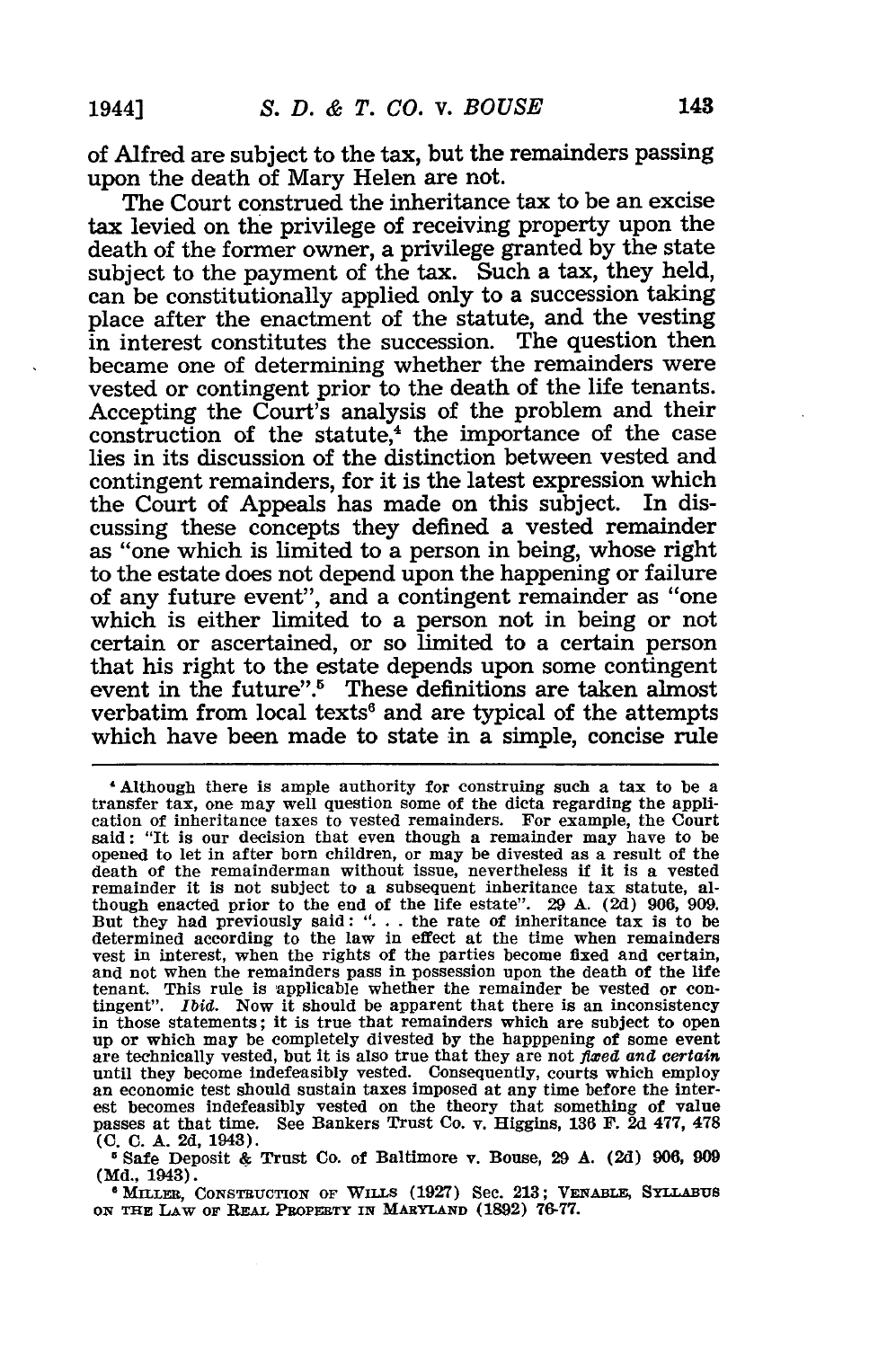of Alfred are subject to the tax, but the remainders passing upon the death of Mary Helen are not.

The Court construed the inheritance tax to be an excise tax levied on the privilege of receiving property upon the death of the former owner, a privilege granted by the state subject to the payment of the tax. Such a tax, they held, can be constitutionally applied only to a succession taking place after the enactment of the statute, and the vesting in interest constitutes the succession. The question then became one of determining whether the remainders were vested or contingent prior to the death of the life tenants. Accepting the Court's analysis of the problem and their construction of the statute,[4] the importance of the case lies in its discussion of the distinction between vested and contingent remainders, for it is the latest expression which the Court of Appeals has made on this subject. In discussing these concepts they defined a vested remainder as "one which is limited to a person in being, whose right to the estate does not depend upon the happening or failure of any future event", and a contingent remainder as "one which is either limited to a person not in being or not certain or ascertained, or so limited to a certain person that his right to the estate depends upon some contingent event in the future".[5] These definitions are taken almost verbatim from local texts[6] and are typical of the attempts which have been made to state in a simple, concise rule

---

[4] Although there is ample authority for construing such a tax to be a transfer tax, one may well question some of the dicta regarding the application of inheritance taxes to vested remainders. For example, the Court said: "It is our decision that even though a remainder may have to be opened to let in after born children, or may be divested as a result of the death of the remainderman without issue, nevertheless if it is a vested remainder it is not subject to a subsequent inheritance tax statute, although enacted prior to the end of the life estate". 29 A. (2d) 906, 909. But they had previously said: ". . . the rate of inheritance tax is to be determined according to the law in effect at the time when remainders vest in interest, when the rights of the parties become fixed and certain, and not when the remainders pass in possession upon the death of the life tenant. This rule is applicable whether the remainder be vested or contingent". *Ibid.* Now it should be apparent that there is an inconsistency in those statements; it is true that remainders which are subject to open up or which may be completely divested by the happpening of some event are technically vested, but it is also true that they are not *fixed and certain* until they become indefeasibly vested. Consequently, courts which employ an economic test should sustain taxes imposed at any time before the interest becomes indefeasibly vested on the theory that something of value passes at that time. See Bankers Trust Co. v. Higgins, 136 F. 2d 477, 478 (C. C. A. 2d, 1943).

[5] Safe Deposit & Trust Co. of Baltimore v. Bouse, 29 A. (2d) 906, 909 (Md., 1943).

[6] MILLER, CONSTRUCTION OF WILLS (1927) Sec. 213; VENABLE, SYLLABUS ON THE LAW OF REAL PROPERTY IN MARYLAND (1892) 76-77.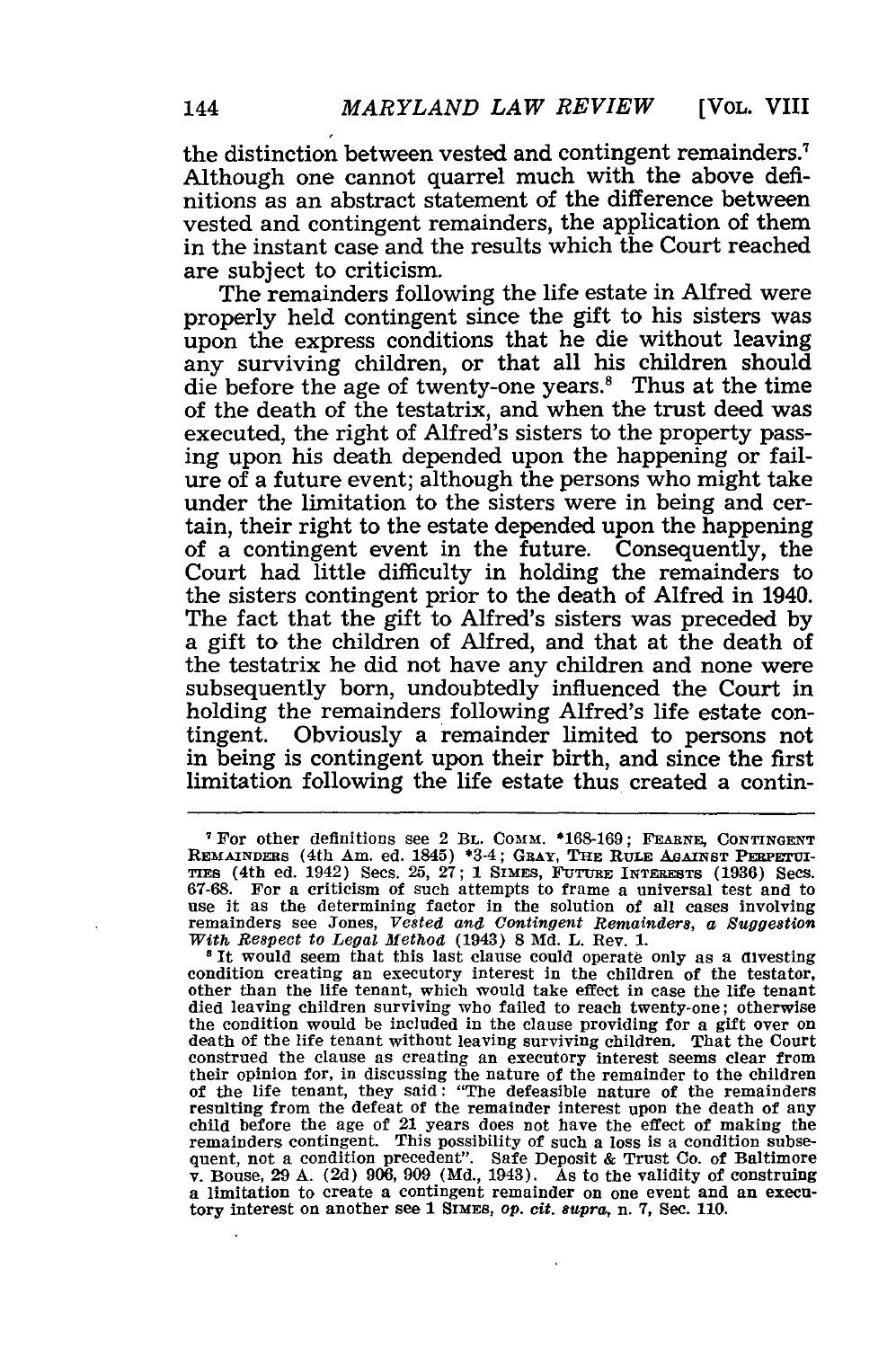the distinction between vested and contingent remainders.[7] Although one cannot quarrel much with the above definitions as an abstract statement of the difference between vested and contingent remainders, the application of them in the instant case and the results which the Court reached are subject to criticism.

The remainders following the life estate in Alfred were properly held contingent since the gift to his sisters was upon the express conditions that he die without leaving any surviving children, or that all his children should die before the age of twenty-one years.[8] Thus at the time of the death of the testatrix, and when the trust deed was executed, the right of Alfred's sisters to the property passing upon his death depended upon the happening or failure of a future event; although the persons who might take under the limitation to the sisters were in being and certain, their right to the estate depended upon the happening of a contingent event in the future. Consequently, the Court had little difficulty in holding the remainders to the sisters contingent prior to the death of Alfred in 1940. The fact that the gift to Alfred's sisters was preceded by a gift to the children of Alfred, and that at the death of the testatrix he did not have any children and none were subsequently born, undoubtedly influenced the Court in holding the remainders following Alfred's life estate contingent. Obviously a remainder limited to persons not in being is contingent upon their birth, and since the first limitation following the life estate thus created a contin-

---

[7] For other definitions see 2 Bl. Comm. *168-169; Fearne, Contingent Remainders (4th Am. ed. 1845) *3-4; Gray, The Rule Against Perpetuities (4th ed. 1942) Secs. 25, 27; 1 Simes, Future Interests (1936) Secs. 67-68. For a criticism of such attempts to frame a universal test and to use it as the determining factor in the solution of all cases involving remainders see Jones, *Vested and Contingent Remainders, a Suggestion With Respect to Legal Method* (1943) 8 Md. L. Rev. 1.

[8] It would seem that this last clause could operate only as a divesting condition creating an executory interest in the children of the testator, other than the life tenant, which would take effect in case the life tenant died leaving children surviving who failed to reach twenty-one; otherwise the condition would be included in the clause providing for a gift over on death of the life tenant without leaving surviving children. That the Court construed the clause as creating an executory interest seems clear from their opinion for, in discussing the nature of the remainder to the children of the life tenant, they said: "The defeasible nature of the remainders resulting from the defeat of the remainder interest upon the death of any child before the age of 21 years does not have the effect of making the remainders contingent. This possibility of such a loss is a condition subsequent, not a condition precedent". Safe Deposit & Trust Co. of Baltimore v. Bouse, 29 A. (2d) 906, 909 (Md., 1943). As to the validity of construing a limitation to create a contingent remainder on one event and an executory interest on another see 1 Simes, *op. cit. supra*, n. 7, Sec. 110.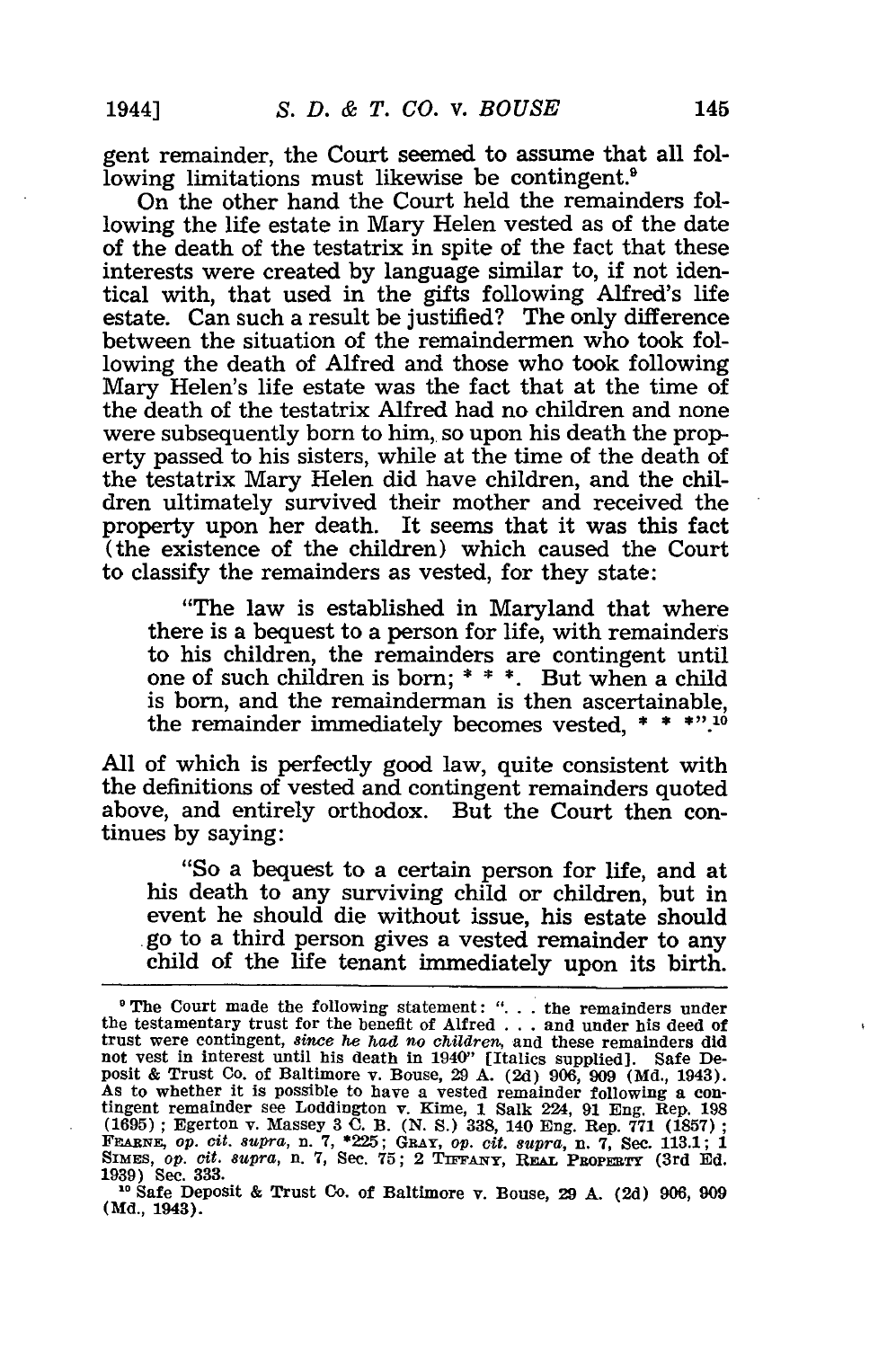gent remainder, the Court seemed to assume that all following limitations must likewise be contingent.[9]

On the other hand the Court held the remainders following the life estate in Mary Helen vested as of the date of the death of the testatrix in spite of the fact that these interests were created by language similar to, if not identical with, that used in the gifts following Alfred's life estate. Can such a result be justified? The only difference between the situation of the remaindermen who took following the death of Alfred and those who took following Mary Helen's life estate was the fact that at the time of the death of the testatrix Alfred had no children and none were subsequently born to him, so upon his death the property passed to his sisters, while at the time of the death of the testatrix Mary Helen did have children, and the children ultimately survived their mother and received the property upon her death. It seems that it was this fact (the existence of the children) which caused the Court to classify the remainders as vested, for they state:

> "The law is established in Maryland that where there is a bequest to a person for life, with remainders to his children, the remainders are contingent until one of such children is born; * * *. But when a child is born, and the remainderman is then ascertainable, the remainder immediately becomes vested, * * *".[10]

All of which is perfectly good law, quite consistent with the definitions of vested and contingent remainders quoted above, and entirely orthodox. But the Court then continues by saying:

> "So a bequest to a certain person for life, and at his death to any surviving child or children, but in event he should die without issue, his estate should go to a third person gives a vested remainder to any child of the life tenant immediately upon its birth.

---

[9] The Court made the following statement: ". . . the remainders under the testamentary trust for the benefit of Alfred . . . and under his deed of trust were contingent, *since he had no children*, and these remainders did not vest in interest until his death in 1940" [Italics supplied]. Safe Deposit & Trust Co. of Baltimore v. Bouse, 29 A. (2d) 906, 909 (Md., 1943). As to whether it is possible to have a vested remainder following a contingent remainder see Loddington v. Kime, 1 Salk 224, 91 Eng. Rep. 198 (1695); Egerton v. Massey 3 C. B. (N. S.) 338, 140 Eng. Rep. 771 (1857); FEARNE, *op. cit. supra*, n. 7, *225; GRAY, *op. cit. supra*, n. 7, Sec. 113.1; 1 SIMES, *op. cit. supra*, n. 7, Sec. 75; 2 TIFFANY, REAL PROPERTY (3rd Ed. 1939) Sec. 333.

[10] Safe Deposit & Trust Co. of Baltimore v. Bouse, 29 A. (2d) 906, 909 (Md., 1943).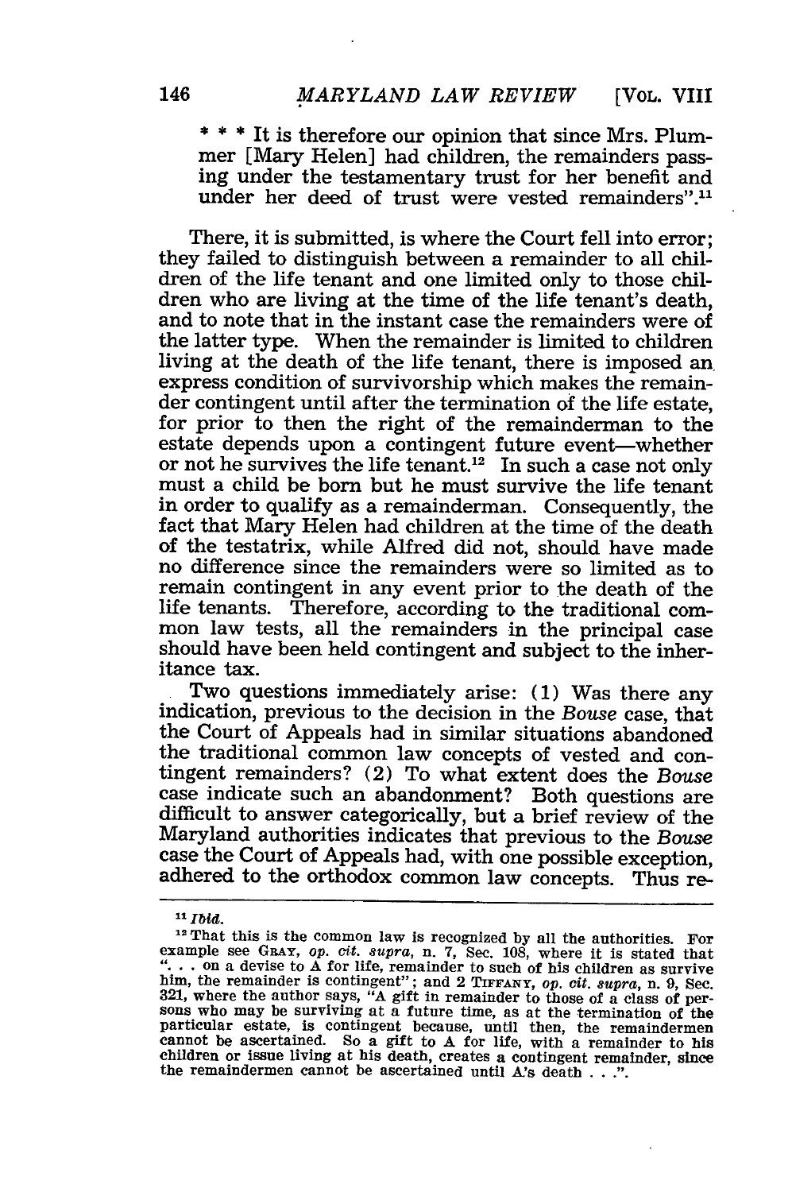\* \* \* It is therefore our opinion that since Mrs. Plummer [Mary Helen] had children, the remainders passing under the testamentary trust for her benefit and under her deed of trust were vested remainders".[11]

There, it is submitted, is where the Court fell into error; they failed to distinguish between a remainder to all children of the life tenant and one limited only to those children who are living at the time of the life tenant's death, and to note that in the instant case the remainders were of the latter type. When the remainder is limited to children living at the death of the life tenant, there is imposed an express condition of survivorship which makes the remainder contingent until after the termination of the life estate, for prior to then the right of the remainderman to the estate depends upon a contingent future event—whether or not he survives the life tenant.[12] In such a case not only must a child be born but he must survive the life tenant in order to qualify as a remainderman. Consequently, the fact that Mary Helen had children at the time of the death of the testatrix, while Alfred did not, should have made no difference since the remainders were so limited as to remain contingent in any event prior to the death of the life tenants. Therefore, according to the traditional common law tests, all the remainders in the principal case should have been held contingent and subject to the inheritance tax.

Two questions immediately arise: (1) Was there any indication, previous to the decision in the *Bouse* case, that the Court of Appeals had in similar situations abandoned the traditional common law concepts of vested and contingent remainders? (2) To what extent does the *Bouse* case indicate such an abandonment? Both questions are difficult to answer categorically, but a brief review of the Maryland authorities indicates that previous to the *Bouse* case the Court of Appeals had, with one possible exception, adhered to the orthodox common law concepts. Thus re-

---

[11] *Ibid.*

[12] That this is the common law is recognized by all the authorities. For example see GRAY, *op. cit. supra*, n. 7, Sec. 108, where it is stated that ". . . on a devise to A for life, remainder to such of his children as survive him, the remainder is contingent"; and 2 TIFFANY, *op. cit. supra*, n. 9, Sec. 321, where the author says, "A gift in remainder to those of a class of persons who may be surviving at a future time, as at the termination of the particular estate, is contingent because, until then, the remaindermen cannot be ascertained. So a gift to A for life, with a remainder to his children or issue living at his death, creates a contingent remainder, since the remaindermen cannot be ascertained until A's death . . .".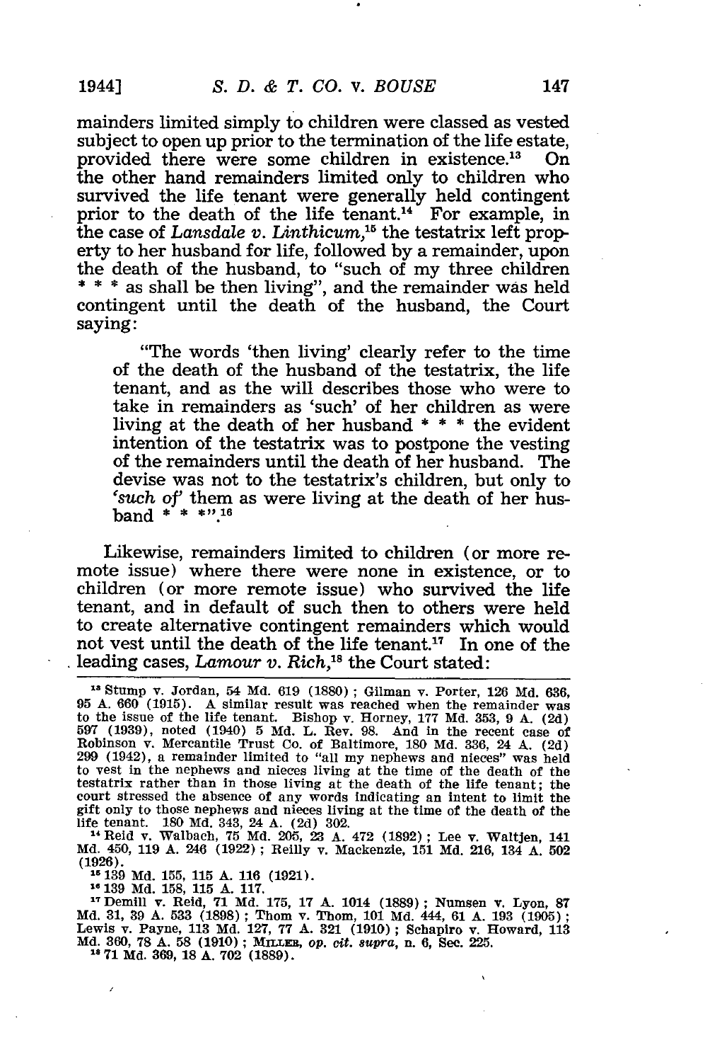mainders limited simply to children were classed as vested subject to open up prior to the termination of the life estate, provided there were some children in existence.[13] On the other hand remainders limited only to children who survived the life tenant were generally held contingent prior to the death of the life tenant.[14] For example, in the case of *Lansdale v. Linthicum*,[15] the testatrix left property to her husband for life, followed by a remainder, upon the death of the husband, to "such of my three children * * * as shall be then living", and the remainder was held contingent until the death of the husband, the Court saying:

> "The words 'then living' clearly refer to the time of the death of the husband of the testatrix, the life tenant, and as the will describes those who were to take in remainders as 'such' of her children as were living at the death of her husband * * * the evident intention of the testatrix was to postpone the vesting of the remainders until the death of her husband. The devise was not to the testatrix's children, but only to '*such of*' them as were living at the death of her husband * * *".[16]

Likewise, remainders limited to children (or more remote issue) where there were none in existence, or to children (or more remote issue) who survived the life tenant, and in default of such then to others were held to create alternative contingent remainders which would not vest until the death of the life tenant.[17] In one of the leading cases, *Lamour v. Rich*,[18] the Court stated:

---

[13] Stump v. Jordan, 54 Md. 619 (1880); Gilman v. Porter, 126 Md. 636, 95 A. 660 (1915). A similar result was reached when the remainder was to the issue of the life tenant. Bishop v. Horney, 177 Md. 353, 9 A. (2d) 597 (1939), noted (1940) 5 Md. L. Rev. 98. And in the recent case of Robinson v. Mercantile Trust Co. of Baltimore, 180 Md. 336, 24 A. (2d) 299 (1942), a remainder limited to "all my nephews and nieces" was held to vest in the nephews and nieces living at the time of the death of the testatrix rather than in those living at the death of the life tenant; the court stressed the absence of any words indicating an intent to limit the gift only to those nephews and nieces living at the time of the death of the life tenant. 180 Md. 343, 24 A. (2d) 302.

[14] Reid v. Walbach, 75 Md. 205, 23 A. 472 (1892); Lee v. Waltjen, 141 Md. 450, 119 A. 246 (1922); Reilly v. Mackenzie, 151 Md. 216, 134 A. 502 (1926).

[15] 139 Md. 155, 115 A. 116 (1921).

[16] 139 Md. 158, 115 A. 117.

[17] Demill v. Reid, 71 Md. 175, 17 A. 1014 (1889); Numsen v. Lyon, 87 Md. 31, 39 A. 533 (1898); Thom v. Thom, 101 Md. 444, 61 A. 193 (1905); Lewis v. Payne, 113 Md. 127, 77 A. 321 (1910); Schapiro v. Howard, 113 Md. 360, 78 A. 58 (1910); MILLER, *op. cit. supra*, n. 6, Sec. 225.

[18] 71 Md. 369, 18 A. 702 (1889).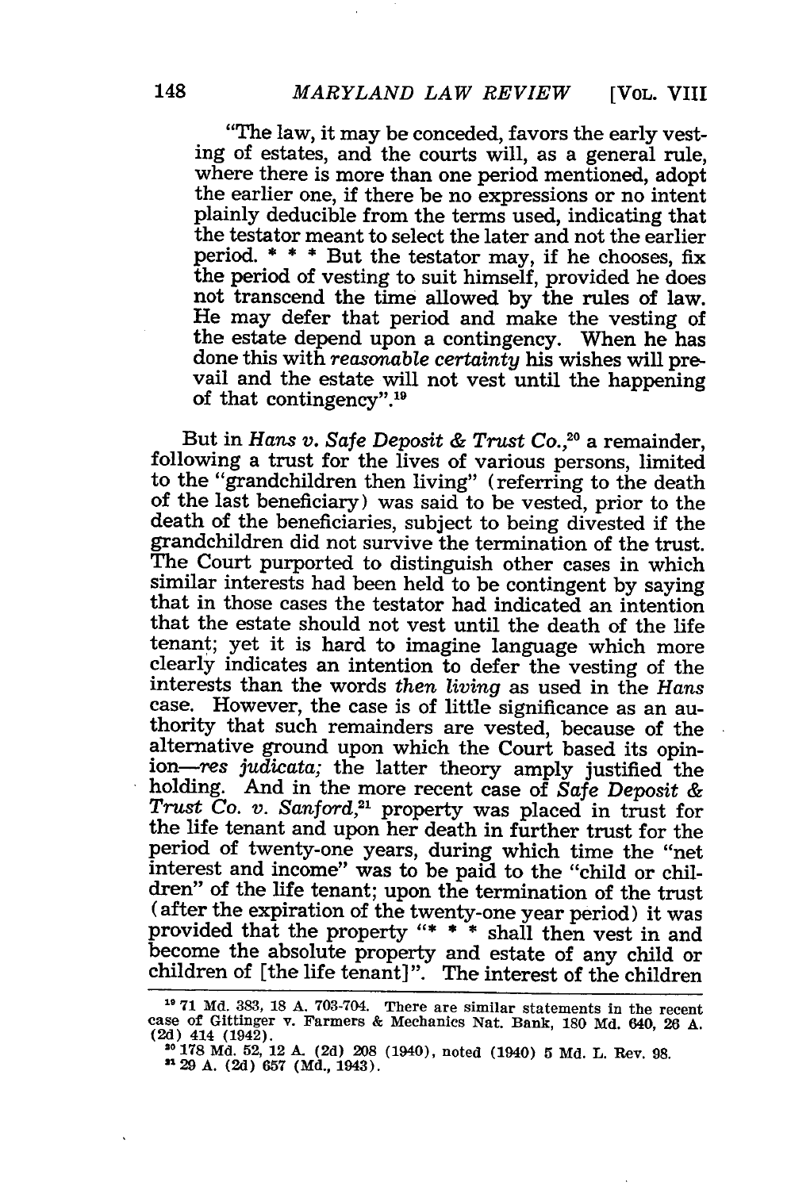> "The law, it may be conceded, favors the early vesting of estates, and the courts will, as a general rule, where there is more than one period mentioned, adopt the earlier one, if there be no expressions or no intent plainly deducible from the terms used, indicating that the testator meant to select the later and not the earlier period. * * * But the testator may, if he chooses, fix the period of vesting to suit himself, provided he does not transcend the time allowed by the rules of law. He may defer that period and make the vesting of the estate depend upon a contingency. When he has done this with *reasonable certainty* his wishes will prevail and the estate will not vest until the happening of that contingency".[19]

But in *Hans v. Safe Deposit & Trust Co.*,[20] a remainder, following a trust for the lives of various persons, limited to the "grandchildren then living" (referring to the death of the last beneficiary) was said to be vested, prior to the death of the beneficiaries, subject to being divested if the grandchildren did not survive the termination of the trust. The Court purported to distinguish other cases in which similar interests had been held to be contingent by saying that in those cases the testator had indicated an intention that the estate should not vest until the death of the life tenant; yet it is hard to imagine language which more clearly indicates an intention to defer the vesting of the interests than the words *then living* as used in the *Hans* case. However, the case is of little significance as an authority that such remainders are vested, because of the alternative ground upon which the Court based its opinion—*res judicata;* the latter theory amply justified the holding. And in the more recent case of *Safe Deposit & Trust Co. v. Sanford*,[21] property was placed in trust for the life tenant and upon her death in further trust for the period of twenty-one years, during which time the "net interest and income" was to be paid to the "child or children" of the life tenant; upon the termination of the trust (after the expiration of the twenty-one year period) it was provided that the property "* * * shall then vest in and become the absolute property and estate of any child or children of [the life tenant]". The interest of the children

---

[19] 71 Md. 383, 18 A. 703-704. There are similar statements in the recent case of Gittinger v. Farmers & Mechanics Nat. Bank, 180 Md. 640, 26 A. (2d) 414 (1942).

[20] 178 Md. 52, 12 A. (2d) 208 (1940), noted (1940) 5 Md. L. Rev. 98.

[21] 29 A. (2d) 657 (Md., 1943).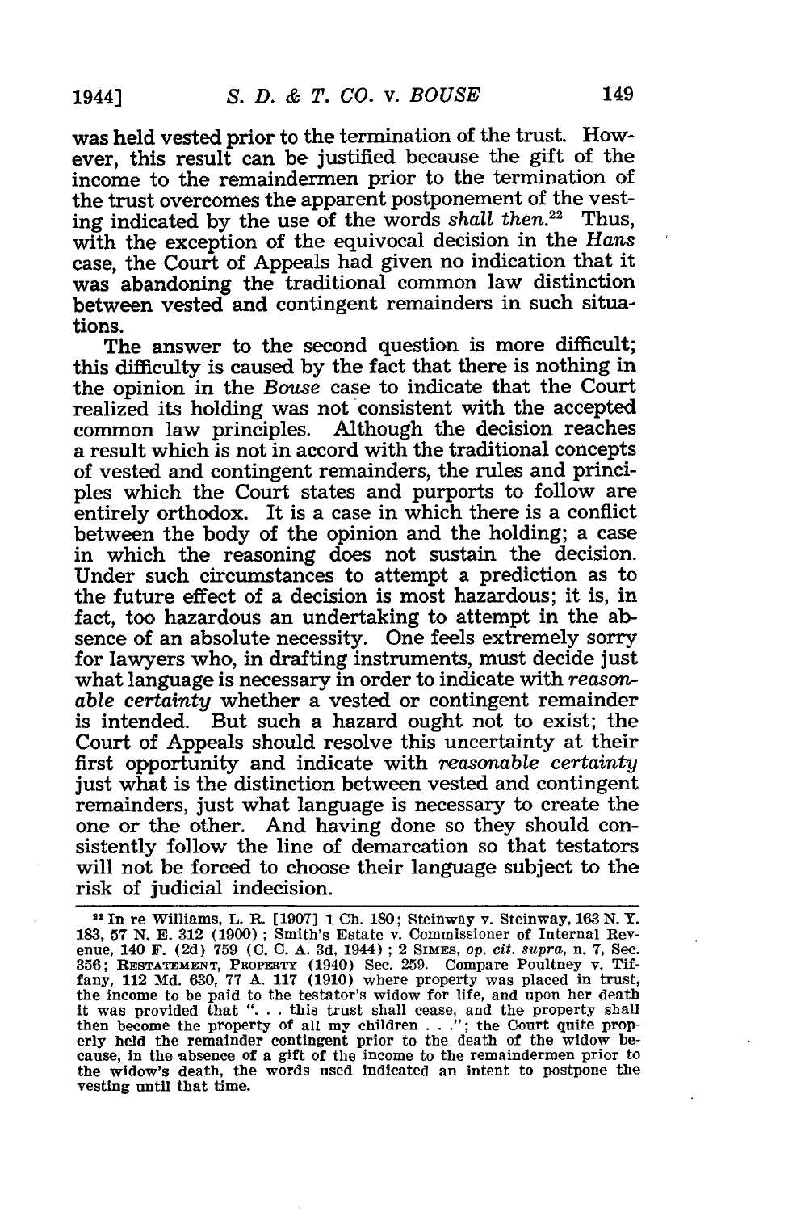was held vested prior to the termination of the trust. However, this result can be justified because the gift of the income to the remaindermen prior to the termination of the trust overcomes the apparent postponement of the vesting indicated by the use of the words *shall then*.[22] Thus, with the exception of the equivocal decision in the *Hans* case, the Court of Appeals had given no indication that it was abandoning the traditional common law distinction between vested and contingent remainders in such situations.

The answer to the second question is more difficult; this difficulty is caused by the fact that there is nothing in the opinion in the *Bouse* case to indicate that the Court realized its holding was not consistent with the accepted common law principles. Although the decision reaches a result which is not in accord with the traditional concepts of vested and contingent remainders, the rules and principles which the Court states and purports to follow are entirely orthodox. It is a case in which there is a conflict between the body of the opinion and the holding; a case in which the reasoning does not sustain the decision. Under such circumstances to attempt a prediction as to the future effect of a decision is most hazardous; it is, in fact, too hazardous an undertaking to attempt in the absence of an absolute necessity. One feels extremely sorry for lawyers who, in drafting instruments, must decide just what language is necessary in order to indicate with *reasonable certainty* whether a vested or contingent remainder is intended. But such a hazard ought not to exist; the Court of Appeals should resolve this uncertainty at their first opportunity and indicate with *reasonable certainty* just what is the distinction between vested and contingent remainders, just what language is necessary to create the one or the other. And having done so they should consistently follow the line of demarcation so that testators will not be forced to choose their language subject to the risk of judicial indecision.

---

[22] In re Williams, L. R. [1907] 1 Ch. 180; Steinway v. Steinway, 163 N. Y. 183, 57 N. E. 312 (1900); Smith's Estate v. Commissioner of Internal Revenue, 140 F. (2d) 759 (C. C. A. 3d, 1944); 2 SIMES, *op. cit. supra*, n. 7, Sec. 356; RESTATEMENT, PROPERTY (1940) Sec. 259. Compare Poultney v. Tiffany, 112 Md. 630, 77 A. 117 (1910) where property was placed in trust, the income to be paid to the testator's widow for life, and upon her death it was provided that ". . . this trust shall cease, and the property shall then become the property of all my children . . ."; the Court quite properly held the remainder contingent prior to the death of the widow because, in the absence of a gift of the income to the remaindermen prior to the widow's death, the words used indicated an intent to postpone the vesting until that time.